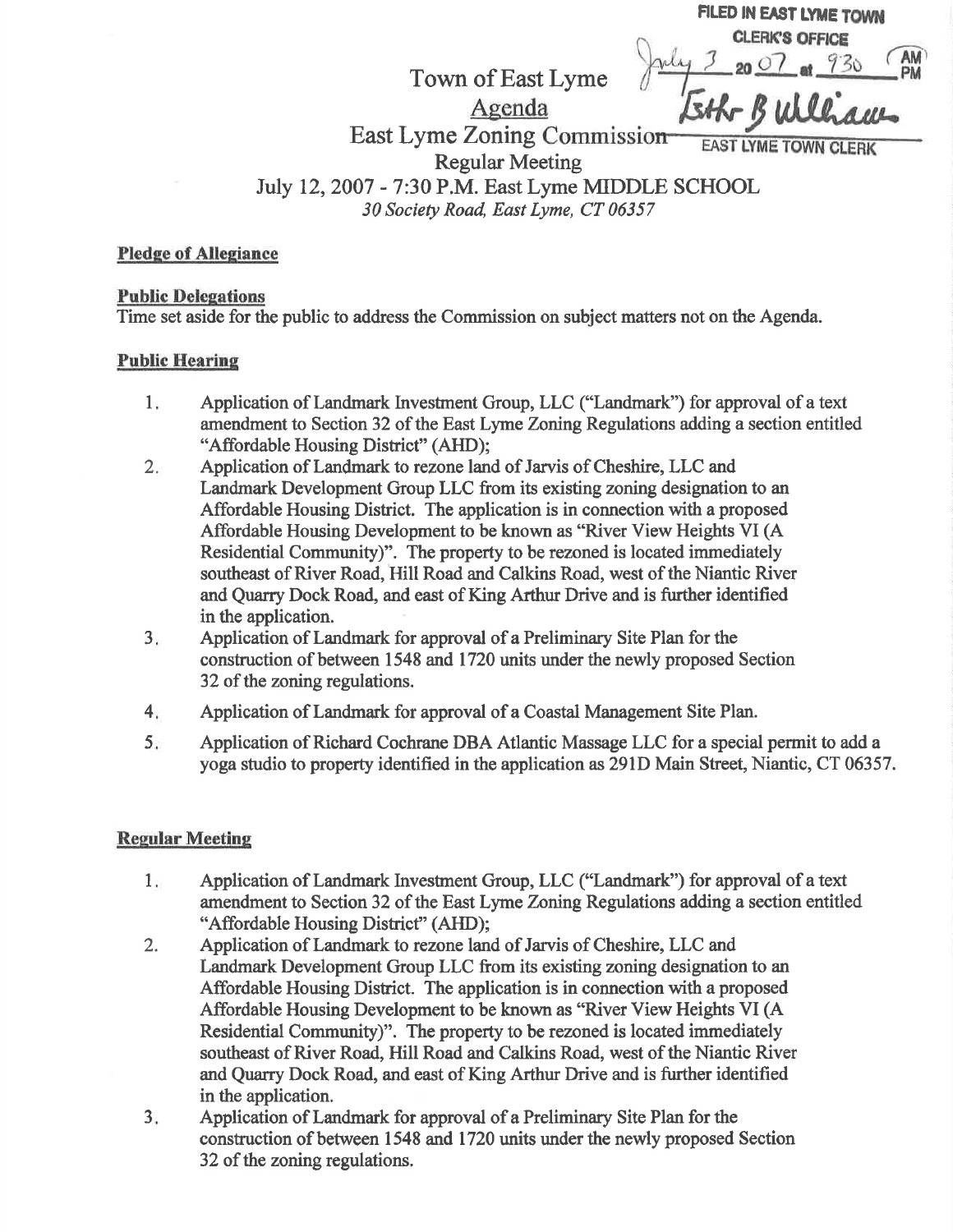FILED IN EAST LYME TOWN
CLERK'S OFFICE
July 3 20 07 at 930 AM
Esther B Williams
EAST LYME TOWN CLERK

# Town of East Lyme

## Agenda

## East Lyme Zoning Commission

### Regular Meeting

### July 12, 2007 - 7:30 P.M. East Lyme MIDDLE SCHOOL

*30 Society Road, East Lyme, CT 06357*

**Pledge of Allegiance**

**Public Delegations**

Time set aside for the public to address the Commission on subject matters not on the Agenda.

**Public Hearing**

1. Application of Landmark Investment Group, LLC ("Landmark") for approval of a text amendment to Section 32 of the East Lyme Zoning Regulations adding a section entitled "Affordable Housing District" (AHD);
2. Application of Landmark to rezone land of Jarvis of Cheshire, LLC and Landmark Development Group LLC from its existing zoning designation to an Affordable Housing District. The application is in connection with a proposed Affordable Housing Development to be known as "River View Heights VI (A Residential Community)". The property to be rezoned is located immediately southeast of River Road, Hill Road and Calkins Road, west of the Niantic River and Quarry Dock Road, and east of King Arthur Drive and is further identified in the application.
3. Application of Landmark for approval of a Preliminary Site Plan for the construction of between 1548 and 1720 units under the newly proposed Section 32 of the zoning regulations.
4. Application of Landmark for approval of a Coastal Management Site Plan.
5. Application of Richard Cochrane DBA Atlantic Massage LLC for a special permit to add a yoga studio to property identified in the application as 291D Main Street, Niantic, CT 06357.

**Regular Meeting**

1. Application of Landmark Investment Group, LLC ("Landmark") for approval of a text amendment to Section 32 of the East Lyme Zoning Regulations adding a section entitled "Affordable Housing District" (AHD);
2. Application of Landmark to rezone land of Jarvis of Cheshire, LLC and Landmark Development Group LLC from its existing zoning designation to an Affordable Housing District. The application is in connection with a proposed Affordable Housing Development to be known as "River View Heights VI (A Residential Community)". The property to be rezoned is located immediately southeast of River Road, Hill Road and Calkins Road, west of the Niantic River and Quarry Dock Road, and east of King Arthur Drive and is further identified in the application.
3. Application of Landmark for approval of a Preliminary Site Plan for the construction of between 1548 and 1720 units under the newly proposed Section 32 of the zoning regulations.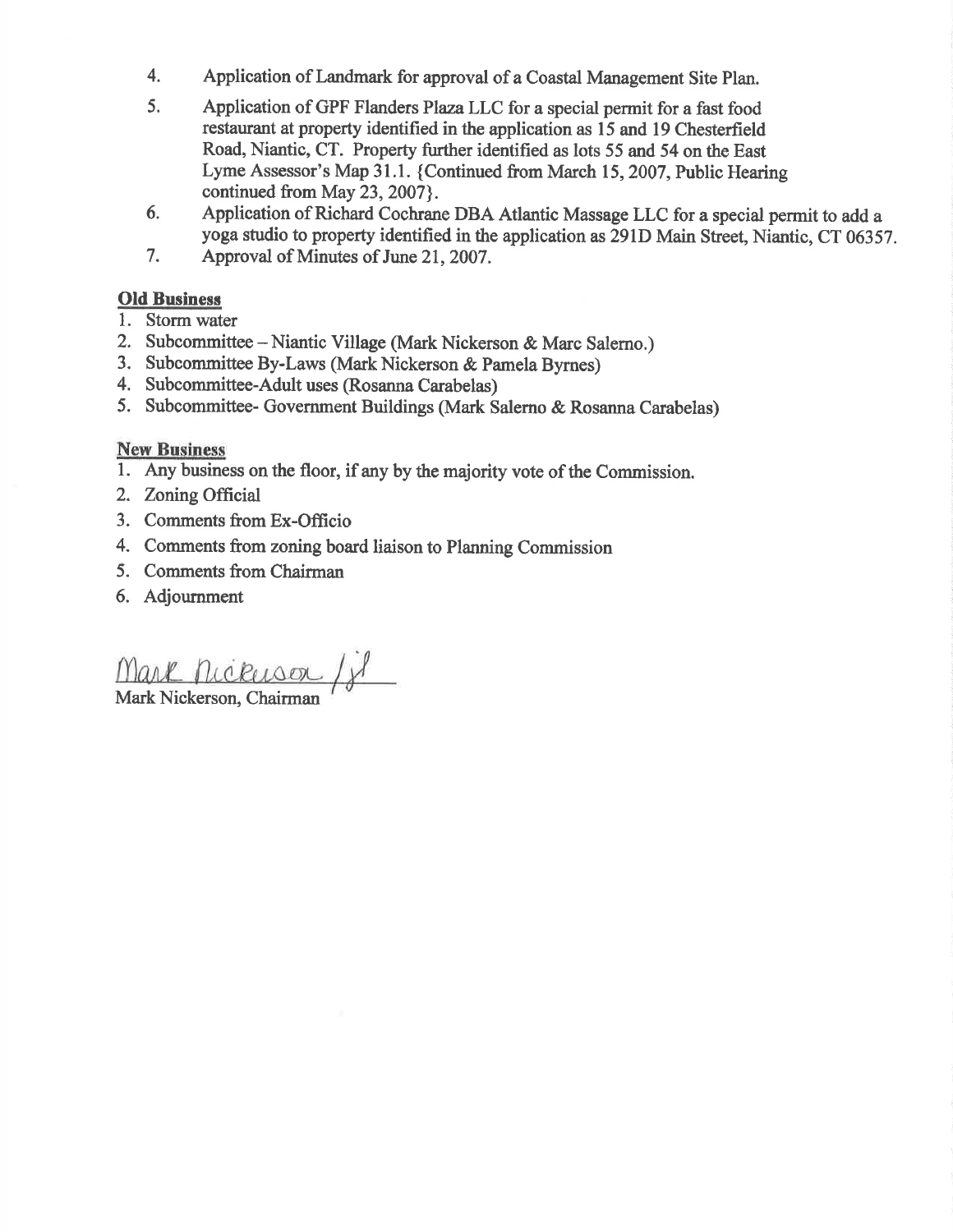4. Application of Landmark for approval of a Coastal Management Site Plan.
5. Application of GPF Flanders Plaza LLC for a special permit for a fast food restaurant at property identified in the application as 15 and 19 Chesterfield Road, Niantic, CT. Property further identified as lots 55 and 54 on the East Lyme Assessor's Map 31.1. {Continued from March 15, 2007, Public Hearing continued from May 23, 2007}.
6. Application of Richard Cochrane DBA Atlantic Massage LLC for a special permit to add a yoga studio to property identified in the application as 291D Main Street, Niantic, CT 06357.
7. Approval of Minutes of June 21, 2007.

**Old Business**

1. Storm water
2. Subcommittee – Niantic Village (Mark Nickerson & Marc Salerno.)
3. Subcommittee By-Laws (Mark Nickerson & Pamela Byrnes)
4. Subcommittee-Adult uses (Rosanna Carabelas)
5. Subcommittee- Government Buildings (Mark Salerno & Rosanna Carabelas)

**New Business**

1. Any business on the floor, if any by the majority vote of the Commission.
2. Zoning Official
3. Comments from Ex-Officio
4. Comments from zoning board liaison to Planning Commission
5. Comments from Chairman
6. Adjournment

Mark Nickerson /jl

Mark Nickerson, Chairman